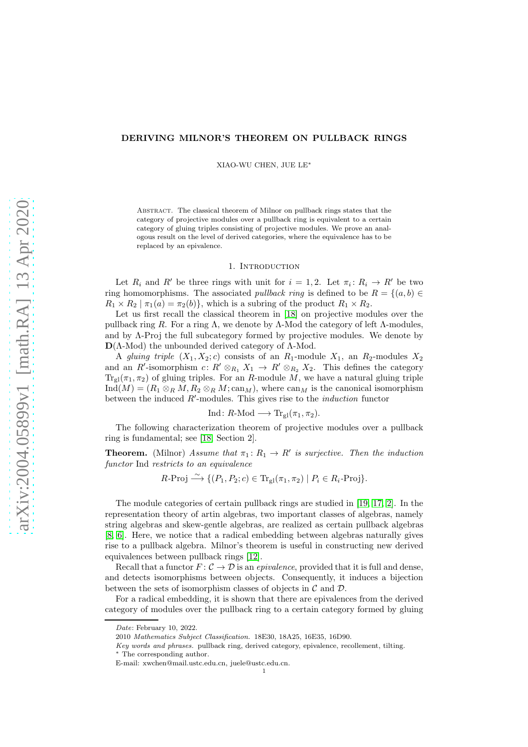# DERIVING MILNOR'S THEOREM ON PULLBACK RINGS

XIAO-WU CHEN, JUE LE*

ABSTRACT. The classical theorem of Milnor on pullback rings states that the category of projective modules over a pullback ring is equivalent to a certain category of gluing triples consisting of projective modules. We prove an analogous result on the level of derived categories, where the equivalence has to be replaced by an epivalence.

## 1. Introduction

Let $R_i$ and $R'$ be three rings with unit for $i = 1, 2$. Let $\pi_i \colon R_i \to R'$ be two ring homomorphisms. The associated *pullback ring* is defined to be $R = \{(a, b) \in R_1 \times R_2 \mid \pi_1(a) = \pi_2(b)\}$, which is a subring of the product $R_1 \times R_2$.

Let us first recall the classical theorem in [18] on projective modules over the pullback ring $R$. For a ring $\Lambda$, we denote by $\Lambda$-Mod the category of left $\Lambda$-modules, and by $\Lambda$-Proj the full subcategory formed by projective modules. We denote by $\mathbf{D}(\Lambda\text{-Mod})$ the unbounded derived category of $\Lambda$-Mod.

A *gluing triple* $(X_1, X_2; c)$ consists of an $R_1$-module $X_1$, an $R_2$-modules $X_2$ and an $R'$-isomorphism $c \colon R' \otimes_{R_1} X_1 \to R' \otimes_{R_2} X_2$. This defines the category $\mathrm{Tr}_{\mathrm{gl}}(\pi_1, \pi_2)$ of gluing triples. For an $R$-module $M$, we have a natural gluing triple $\mathrm{Ind}(M) = (R_1 \otimes_R M, R_2 \otimes_R M; \mathrm{can}_M)$, where $\mathrm{can}_M$ is the canonical isomorphism between the induced $R'$-modules. This gives rise to the *induction* functor

$$\mathrm{Ind} \colon R\text{-Mod} \longrightarrow \mathrm{Tr}_{\mathrm{gl}}(\pi_1, \pi_2).$$

The following characterization theorem of projective modules over a pullback ring is fundamental; see [18, Section 2].

**Theorem.** (Milnor) *Assume that* $\pi_1 \colon R_1 \to R'$ *is surjective. Then the induction functor* Ind *restricts to an equivalence*

$$R\text{-Proj} \xrightarrow{\sim} \{(P_1, P_2; c) \in \mathrm{Tr}_{\mathrm{gl}}(\pi_1, \pi_2) \mid P_i \in R_i\text{-Proj}\}.$$

The module categories of certain pullback rings are studied in [19, 17, 2]. In the representation theory of artin algebras, two important classes of algebras, namely string algebras and skew-gentle algebras, are realized as certain pullback algebras [8, 6]. Here, we notice that a radical embedding between algebras naturally gives rise to a pullback algebra. Milnor's theorem is useful in constructing new derived equivalences between pullback rings [12].

Recall that a functor $F \colon \mathcal{C} \to \mathcal{D}$ is an *epivalence*, provided that it is full and dense, and detects isomorphisms between objects. Consequently, it induces a bijection between the sets of isomorphism classes of objects in $\mathcal{C}$ and $\mathcal{D}$.

For a radical embedding, it is shown that there are epivalences from the derived category of modules over the pullback ring to a certain category formed by gluing

*Date*: February 10, 2022.

2010 *Mathematics Subject Classification.* 18E30, 18A25, 16E35, 16D90.

*Key words and phrases.* pullback ring, derived category, epivalence, recollement, tilting.

* The corresponding author.

E-mail: xwchen@mail.ustc.edu.cn, juele@ustc.edu.cn.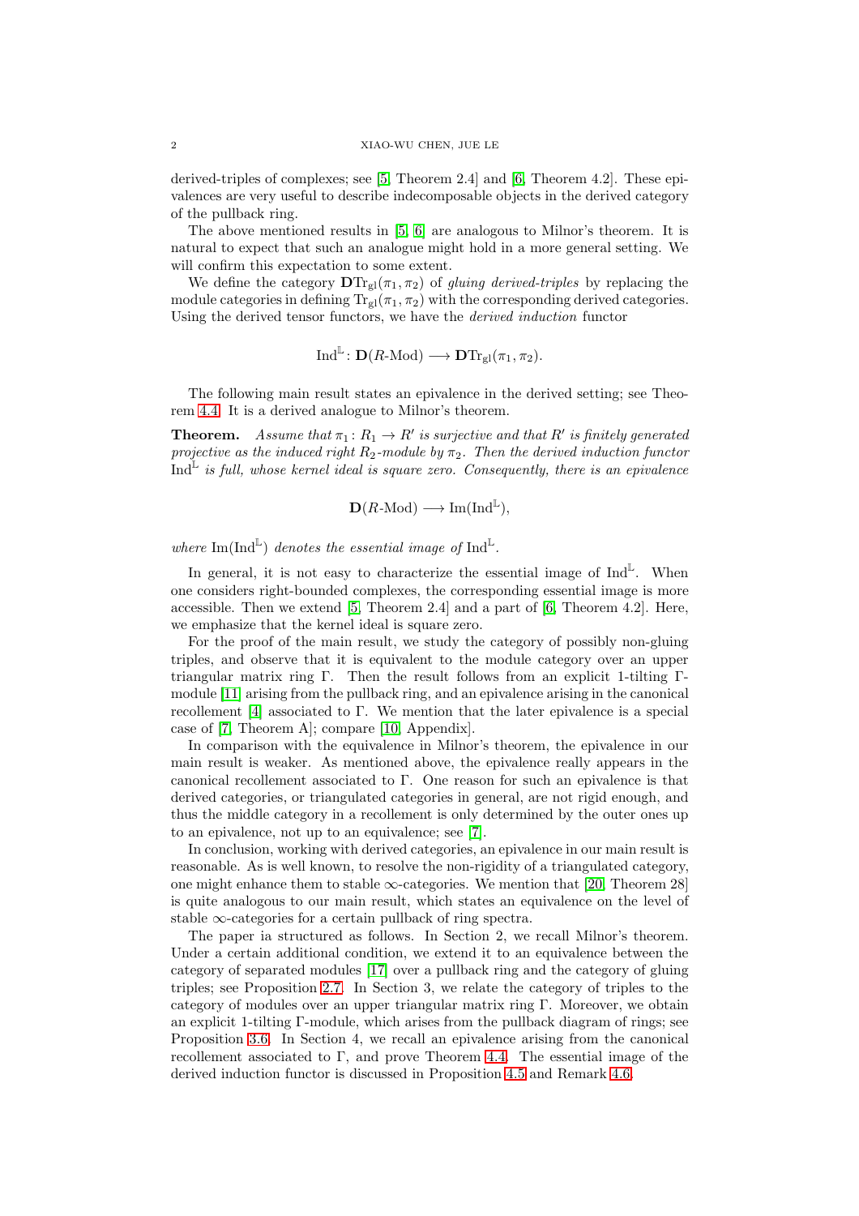derived-triples of complexes; see [5, Theorem 2.4] and [6, Theorem 4.2]. These epivalences are very useful to describe indecomposable objects in the derived category of the pullback ring.

The above mentioned results in [5, 6] are analogous to Milnor's theorem. It is natural to expect that such an analogue might hold in a more general setting. We will confirm this expectation to some extent.

We define the category $\mathbf{D}\mathrm{Tr}_{\mathrm{gl}}(\pi_1, \pi_2)$ of *gluing derived-triples* by replacing the module categories in defining $\mathrm{Tr}_{\mathrm{gl}}(\pi_1, \pi_2)$ with the corresponding derived categories. Using the derived tensor functors, we have the *derived induction* functor

$$\mathrm{Ind}^{\mathbb{L}} \colon \mathbf{D}(R\text{-Mod}) \longrightarrow \mathbf{D}\mathrm{Tr}_{\mathrm{gl}}(\pi_1, \pi_2).$$

The following main result states an epivalence in the derived setting; see Theorem 4.4. It is a derived analogue to Milnor's theorem.

**Theorem.** *Assume that $\pi_1 \colon R_1 \to R'$ is surjective and that $R'$ is finitely generated projective as the induced right $R_2$-module by $\pi_2$. Then the derived induction functor $\mathrm{Ind}^{\mathbb{L}}$ is full, whose kernel ideal is square zero. Consequently, there is an epivalence*

$$\mathbf{D}(R\text{-Mod}) \longrightarrow \mathrm{Im}(\mathrm{Ind}^{\mathbb{L}}),$$

*where $\mathrm{Im}(\mathrm{Ind}^{\mathbb{L}})$ denotes the essential image of $\mathrm{Ind}^{\mathbb{L}}$.*

In general, it is not easy to characterize the essential image of $\mathrm{Ind}^{\mathbb{L}}$. When one considers right-bounded complexes, the corresponding essential image is more accessible. Then we extend [5, Theorem 2.4] and a part of [6, Theorem 4.2]. Here, we emphasize that the kernel ideal is square zero.

For the proof of the main result, we study the category of possibly non-gluing triples, and observe that it is equivalent to the module category over an upper triangular matrix ring $\Gamma$. Then the result follows from an explicit 1-tilting $\Gamma$-module [11] arising from the pullback ring, and an epivalence arising in the canonical recollement [4] associated to $\Gamma$. We mention that the later epivalence is a special case of [7, Theorem A]; compare [10, Appendix].

In comparison with the equivalence in Milnor's theorem, the epivalence in our main result is weaker. As mentioned above, the epivalence really appears in the canonical recollement associated to $\Gamma$. One reason for such an epivalence is that derived categories, or triangulated categories in general, are not rigid enough, and thus the middle category in a recollement is only determined by the outer ones up to an epivalence, not up to an equivalence; see [7].

In conclusion, working with derived categories, an epivalence in our main result is reasonable. As is well known, to resolve the non-rigidity of a triangulated category, one might enhance them to stable $\infty$-categories. We mention that [20, Theorem 28] is quite analogous to our main result, which states an equivalence on the level of stable $\infty$-categories for a certain pullback of ring spectra.

The paper ia structured as follows. In Section 2, we recall Milnor's theorem. Under a certain additional condition, we extend it to an equivalence between the category of separated modules [17] over a pullback ring and the category of gluing triples; see Proposition 2.7. In Section 3, we relate the category of triples to the category of modules over an upper triangular matrix ring $\Gamma$. Moreover, we obtain an explicit 1-tilting $\Gamma$-module, which arises from the pullback diagram of rings; see Proposition 3.6. In Section 4, we recall an epivalence arising from the canonical recollement associated to $\Gamma$, and prove Theorem 4.4. The essential image of the derived induction functor is discussed in Proposition 4.5 and Remark 4.6.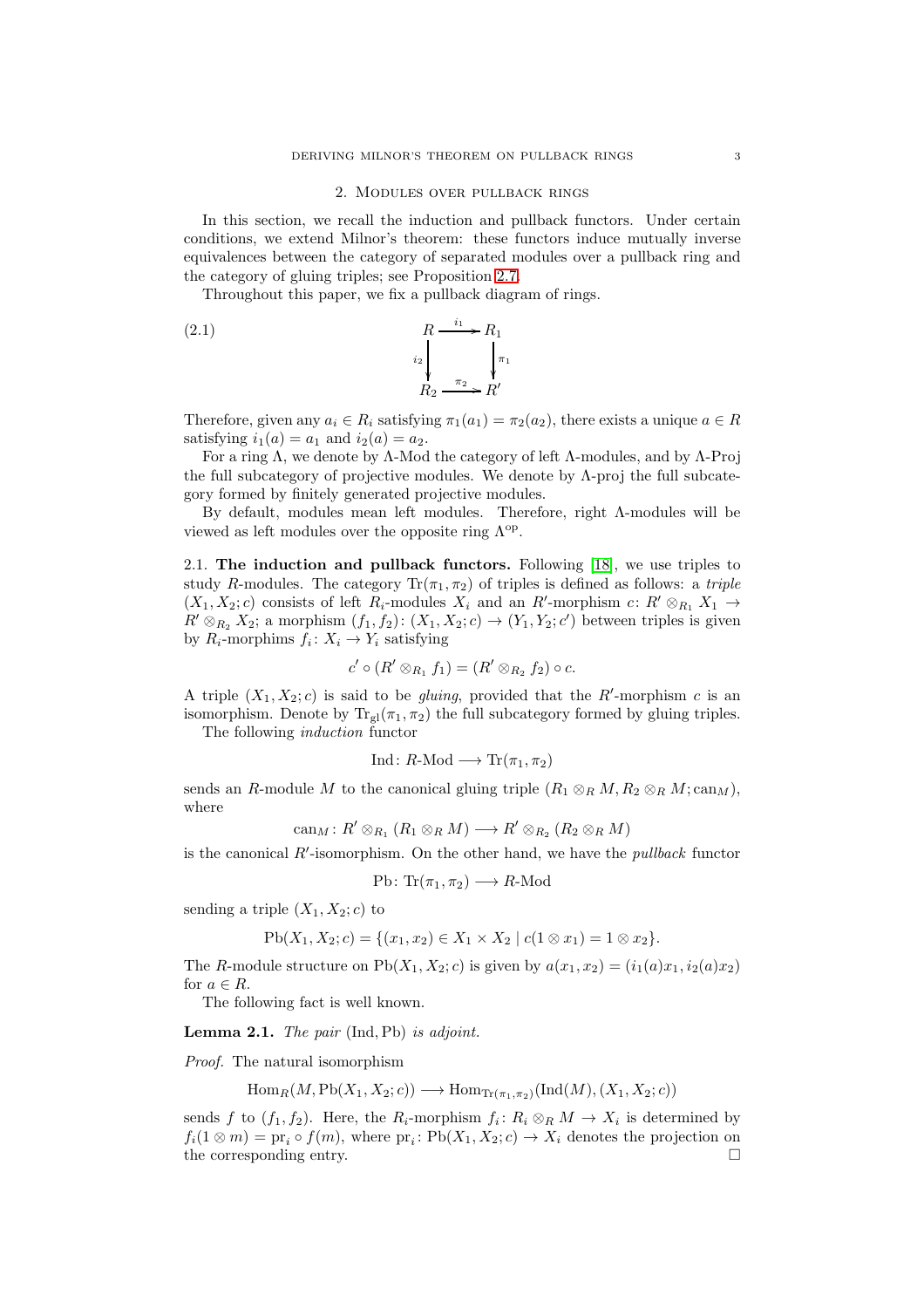## 2. Modules over pullback rings

In this section, we recall the induction and pullback functors. Under certain conditions, we extend Milnor's theorem: these functors induce mutually inverse equivalences between the category of separated modules over a pullback ring and the category of gluing triples; see Proposition 2.7.

Throughout this paper, we fix a pullback diagram of rings.

$$
\begin{array}{ccc}
R & \xrightarrow{i_1} & R_1 \\
{\scriptstyle i_2}\downarrow & & \downarrow{\scriptstyle \pi_1} \\
R_2 & \xrightarrow{\pi_2} & R'
\end{array}
\tag{2.1}
$$

Therefore, given any $a_i \in R_i$ satisfying $\pi_1(a_1) = \pi_2(a_2)$, there exists a unique $a \in R$ satisfying $i_1(a) = a_1$ and $i_2(a) = a_2$.

For a ring $\Lambda$, we denote by $\Lambda$-Mod the category of left $\Lambda$-modules, and by $\Lambda$-Proj the full subcategory of projective modules. We denote by $\Lambda$-proj the full subcategory formed by finitely generated projective modules.

By default, modules mean left modules. Therefore, right $\Lambda$-modules will be viewed as left modules over the opposite ring $\Lambda^{\mathrm{op}}$.

2.1. **The induction and pullback functors.** Following [18], we use triples to study $R$-modules. The category $\mathrm{Tr}(\pi_1, \pi_2)$ of triples is defined as follows: a *triple* $(X_1, X_2; c)$ consists of left $R_i$-modules $X_i$ and an $R'$-morphism $c\colon R' \otimes_{R_1} X_1 \to R' \otimes_{R_2} X_2$; a morphism $(f_1, f_2)\colon (X_1, X_2; c) \to (Y_1, Y_2; c')$ between triples is given by $R_i$-morphims $f_i\colon X_i \to Y_i$ satisfying

$$c' \circ (R' \otimes_{R_1} f_1) = (R' \otimes_{R_2} f_2) \circ c.$$

A triple $(X_1, X_2; c)$ is said to be *gluing*, provided that the $R'$-morphism $c$ is an isomorphism. Denote by $\mathrm{Tr}_{\mathrm{gl}}(\pi_1, \pi_2)$ the full subcategory formed by gluing triples.

The following *induction* functor

$$\mathrm{Ind}\colon R\text{-Mod} \longrightarrow \mathrm{Tr}(\pi_1, \pi_2)$$

sends an $R$-module $M$ to the canonical gluing triple $(R_1 \otimes_R M, R_2 \otimes_R M; \mathrm{can}_M)$, where

$$\mathrm{can}_M\colon R' \otimes_{R_1} (R_1 \otimes_R M) \longrightarrow R' \otimes_{R_2} (R_2 \otimes_R M)$$

is the canonical $R'$-isomorphism. On the other hand, we have the *pullback* functor

$$\mathrm{Pb}\colon \mathrm{Tr}(\pi_1, \pi_2) \longrightarrow R\text{-Mod}$$

sending a triple $(X_1, X_2; c)$ to

$$\mathrm{Pb}(X_1, X_2; c) = \{(x_1, x_2) \in X_1 \times X_2 \mid c(1 \otimes x_1) = 1 \otimes x_2\}.$$

The $R$-module structure on $\mathrm{Pb}(X_1, X_2; c)$ is given by $a(x_1, x_2) = (i_1(a)x_1, i_2(a)x_2)$ for $a \in R$.

The following fact is well known.

**Lemma 2.1.** *The pair* $(\mathrm{Ind}, \mathrm{Pb})$ *is adjoint.*

*Proof.* The natural isomorphism

$$\mathrm{Hom}_R(M, \mathrm{Pb}(X_1, X_2; c)) \longrightarrow \mathrm{Hom}_{\mathrm{Tr}(\pi_1,\pi_2)}(\mathrm{Ind}(M), (X_1, X_2; c))$$

sends $f$ to $(f_1, f_2)$. Here, the $R_i$-morphism $f_i\colon R_i \otimes_R M \to X_i$ is determined by $f_i(1 \otimes m) = \mathrm{pr}_i \circ f(m)$, where $\mathrm{pr}_i\colon \mathrm{Pb}(X_1, X_2; c) \to X_i$ denotes the projection on the corresponding entry. $\square$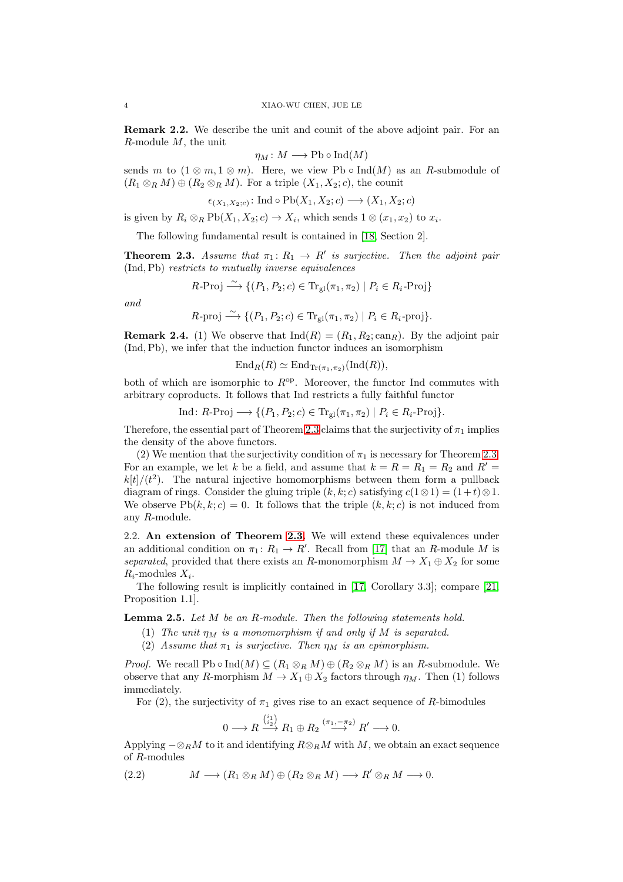**Remark 2.2.** We describe the unit and counit of the above adjoint pair. For an $R$-module $M$, the unit

$$\eta_M\colon M \longrightarrow \mathrm{Pb}\circ \mathrm{Ind}(M)$$

sends $m$ to $(1\otimes m, 1\otimes m)$. Here, we view $\mathrm{Pb}\circ\mathrm{Ind}(M)$ as an $R$-submodule of $(R_1\otimes_R M)\oplus(R_2\otimes_R M)$. For a triple $(X_1, X_2; c)$, the counit

$$\epsilon_{(X_1,X_2;c)}\colon \mathrm{Ind}\circ\mathrm{Pb}(X_1,X_2;c)\longrightarrow (X_1,X_2;c)$$

is given by $R_i\otimes_R \mathrm{Pb}(X_1,X_2;c)\to X_i$, which sends $1\otimes(x_1,x_2)$ to $x_i$.

The following fundamental result is contained in [18, Section 2].

**Theorem 2.3.** *Assume that $\pi_1\colon R_1\to R'$ is surjective. Then the adjoint pair* $(\mathrm{Ind},\mathrm{Pb})$ *restricts to mutually inverse equivalences*

$$R\text{-}\mathrm{Proj}\stackrel{\sim}{\longrightarrow}\{(P_1,P_2;c)\in \mathrm{Tr}_{\mathrm{gl}}(\pi_1,\pi_2)\mid P_i\in R_i\text{-}\mathrm{Proj}\}$$

*and*

$$R\text{-}\mathrm{proj}\stackrel{\sim}{\longrightarrow}\{(P_1,P_2;c)\in \mathrm{Tr}_{\mathrm{gl}}(\pi_1,\pi_2)\mid P_i\in R_i\text{-}\mathrm{proj}\}.$$

**Remark 2.4.** (1) We observe that $\mathrm{Ind}(R)=(R_1,R_2;\mathrm{can}_R)$. By the adjoint pair $(\mathrm{Ind},\mathrm{Pb})$, we infer that the induction functor induces an isomorphism

$$\mathrm{End}_R(R)\simeq \mathrm{End}_{\mathrm{Tr}(\pi_1,\pi_2)}(\mathrm{Ind}(R)),$$

both of which are isomorphic to $R^{\mathrm{op}}$. Moreover, the functor Ind commutes with arbitrary coproducts. It follows that Ind restricts a fully faithful functor

$$\mathrm{Ind}\colon R\text{-}\mathrm{Proj}\longrightarrow\{(P_1,P_2;c)\in \mathrm{Tr}_{\mathrm{gl}}(\pi_1,\pi_2)\mid P_i\in R_i\text{-}\mathrm{Proj}\}.$$

Therefore, the essential part of Theorem 2.3 claims that the surjectivity of $\pi_1$ implies the density of the above functors.

(2) We mention that the surjectivity condition of $\pi_1$ is necessary for Theorem 2.3. For an example, we let $k$ be a field, and assume that $k=R=R_1=R_2$ and $R'=k[t]/(t^2)$. The natural injective homomorphisms between them form a pullback diagram of rings. Consider the gluing triple $(k,k;c)$ satisfying $c(1\otimes 1)=(1+t)\otimes 1$. We observe $\mathrm{Pb}(k,k;c)=0$. It follows that the triple $(k,k;c)$ is not induced from any $R$-module.

## 2.2. An extension of Theorem 2.3.

We will extend these equivalences under an additional condition on $\pi_1\colon R_1\to R'$. Recall from [17] that an $R$-module $M$ is *separated*, provided that there exists an $R$-monomorphism $M\to X_1\oplus X_2$ for some $R_i$-modules $X_i$.

The following result is implicitly contained in [17, Corollary 3.3]; compare [21, Proposition 1.1].

**Lemma 2.5.** *Let $M$ be an $R$-module. Then the following statements hold.*

1. *The unit $\eta_M$ is a monomorphism if and only if $M$ is separated.*
2. *Assume that $\pi_1$ is surjective. Then $\eta_M$ is an epimorphism.*

*Proof.* We recall $\mathrm{Pb}\circ\mathrm{Ind}(M)\subseteq(R_1\otimes_R M)\oplus(R_2\otimes_R M)$ is an $R$-submodule. We observe that any $R$-morphism $M\to X_1\oplus X_2$ factors through $\eta_M$. Then (1) follows immediately.

For (2), the surjectivity of $\pi_1$ gives rise to an exact sequence of $R$-bimodules

$$0\longrightarrow R\xrightarrow{\binom{i_1}{i_2}} R_1\oplus R_2\xrightarrow{(\pi_1,-\pi_2)} R'\longrightarrow 0.$$

Applying $-\otimes_R M$ to it and identifying $R\otimes_R M$ with $M$, we obtain an exact sequence of $R$-modules

$$M\longrightarrow (R_1\otimes_R M)\oplus(R_2\otimes_R M)\longrightarrow R'\otimes_R M\longrightarrow 0. \tag{2.2}$$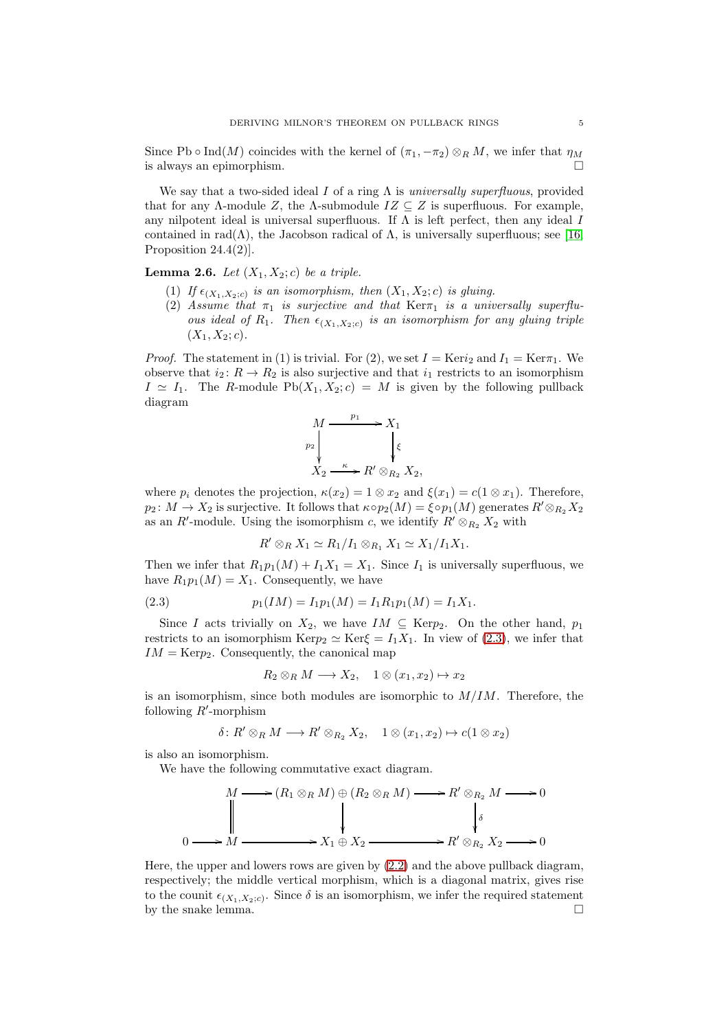Since $\mathrm{Pb} \circ \mathrm{Ind}(M)$ coincides with the kernel of $(\pi_1, -\pi_2) \otimes_R M$, we infer that $\eta_M$ is always an epimorphism. $\square$

We say that a two-sided ideal $I$ of a ring $\Lambda$ is *universally superfluous*, provided that for any $\Lambda$-module $Z$, the $\Lambda$-submodule $IZ \subseteq Z$ is superfluous. For example, any nilpotent ideal is universal superfluous. If $\Lambda$ is left perfect, then any ideal $I$ contained in $\mathrm{rad}(\Lambda)$, the Jacobson radical of $\Lambda$, is universally superfluous; see [16, Proposition 24.4(2)].

**Lemma 2.6.** *Let $(X_1, X_2; c)$ be a triple.*

1. *If $\epsilon_{(X_1,X_2;c)}$ is an isomorphism, then $(X_1, X_2; c)$ is gluing.*
2. *Assume that $\pi_1$ is surjective and that $\mathrm{Ker}\pi_1$ is a universally superfluous ideal of $R_1$. Then $\epsilon_{(X_1,X_2;c)}$ is an isomorphism for any gluing triple $(X_1, X_2; c)$.*

*Proof.* The statement in (1) is trivial. For (2), we set $I = \mathrm{Ker} i_2$ and $I_1 = \mathrm{Ker}\pi_1$. We observe that $i_2 \colon R \to R_2$ is also surjective and that $i_1$ restricts to an isomorphism $I \simeq I_1$. The $R$-module $\mathrm{Pb}(X_1, X_2; c) = M$ is given by the following pullback diagram

$$\begin{array}{ccc} M & \xrightarrow{p_1} & X_1 \\ {\scriptstyle p_2}\downarrow & & \downarrow{\scriptstyle \xi} \\ X_2 & \xrightarrow{\kappa} & R' \otimes_{R_2} X_2, \end{array}$$

where $p_i$ denotes the projection, $\kappa(x_2) = 1 \otimes x_2$ and $\xi(x_1) = c(1 \otimes x_1)$. Therefore, $p_2 \colon M \to X_2$ is surjective. It follows that $\kappa \circ p_2(M) = \xi \circ p_1(M)$ generates $R' \otimes_{R_2} X_2$ as an $R'$-module. Using the isomorphism $c$, we identify $R' \otimes_{R_2} X_2$ with

$$R' \otimes_R X_1 \simeq R_1/I_1 \otimes_{R_1} X_1 \simeq X_1/I_1X_1.$$

Then we infer that $R_1 p_1(M) + I_1 X_1 = X_1$. Since $I_1$ is universally superfluous, we have $R_1 p_1(M) = X_1$. Consequently, we have

$$p_1(IM) = I_1 p_1(M) = I_1 R_1 p_1(M) = I_1 X_1. \tag{2.3}$$

Since $I$ acts trivially on $X_2$, we have $IM \subseteq \mathrm{Ker}p_2$. On the other hand, $p_1$ restricts to an isomorphism $\mathrm{Ker}p_2 \simeq \mathrm{Ker}\xi = I_1X_1$. In view of (2.3), we infer that $IM = \mathrm{Ker}p_2$. Consequently, the canonical map

$$R_2 \otimes_R M \longrightarrow X_2, \quad 1 \otimes (x_1, x_2) \mapsto x_2$$

is an isomorphism, since both modules are isomorphic to $M/IM$. Therefore, the following $R'$-morphism

$$\delta \colon R' \otimes_R M \longrightarrow R' \otimes_{R_2} X_2, \quad 1 \otimes (x_1, x_2) \mapsto c(1 \otimes x_2)$$

is also an isomorphism.

We have the following commutative exact diagram.

$$\begin{array}{ccccccccc} & & M & \longrightarrow & (R_1 \otimes_R M) \oplus (R_2 \otimes_R M) & \longrightarrow & R' \otimes_{R_2} M & \longrightarrow & 0 \\ & & \| & & \downarrow & & \downarrow{\scriptstyle \delta} & & \\ 0 & \longrightarrow & M & \longrightarrow & X_1 \oplus X_2 & \longrightarrow & R' \otimes_{R_2} X_2 & \longrightarrow & 0 \end{array}$$

Here, the upper and lowers rows are given by (2.2) and the above pullback diagram, respectively; the middle vertical morphism, which is a diagonal matrix, gives rise to the counit $\epsilon_{(X_1,X_2;c)}$. Since $\delta$ is an isomorphism, we infer the required statement by the snake lemma. $\square$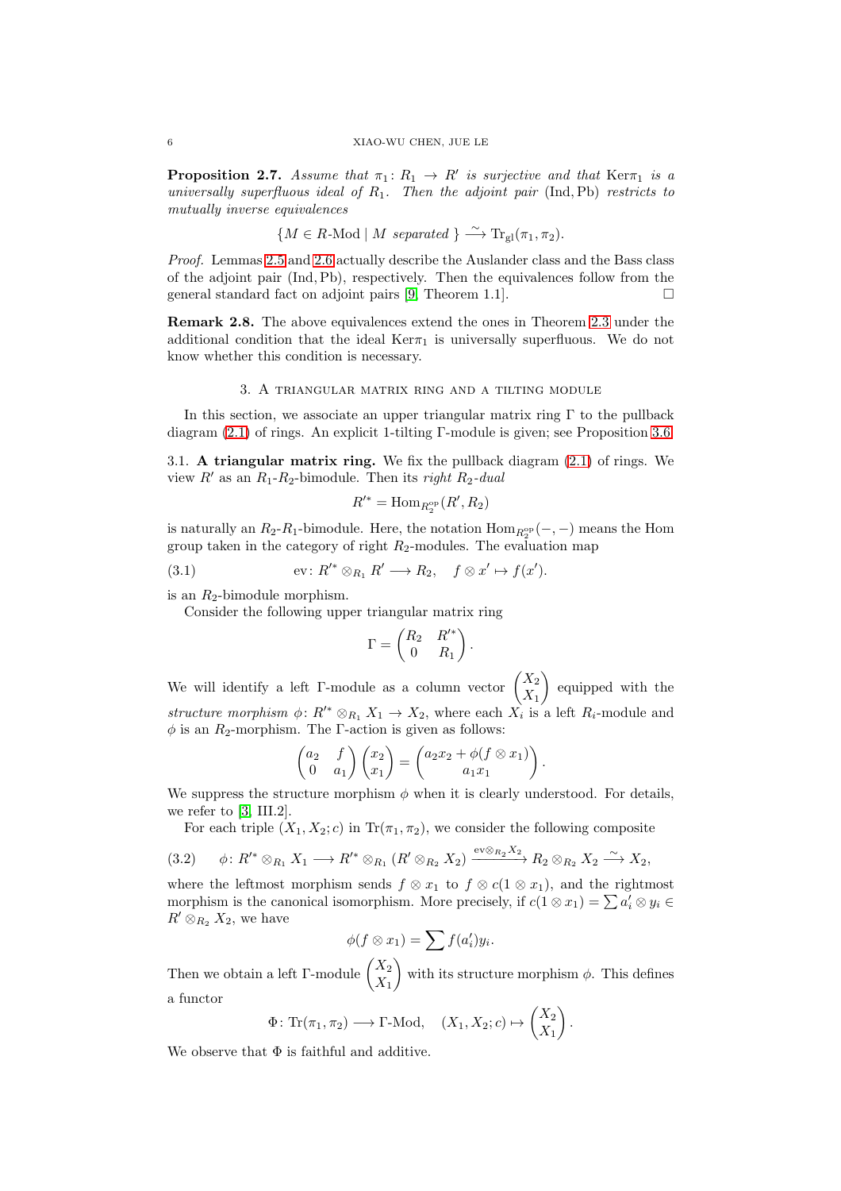**Proposition 2.7.** *Assume that $\pi_1 \colon R_1 \to R'$ is surjective and that $\mathrm{Ker}\pi_1$ is a universally superfluous ideal of $R_1$. Then the adjoint pair $(\mathrm{Ind}, \mathrm{Pb})$ restricts to mutually inverse equivalences*

$$\{M \in R\text{-Mod} \mid M \text{ separated }\} \xrightarrow{\sim} \mathrm{Tr}_{\mathrm{gl}}(\pi_1, \pi_2).$$

*Proof.* Lemmas 2.5 and 2.6 actually describe the Auslander class and the Bass class of the adjoint pair $(\mathrm{Ind}, \mathrm{Pb})$, respectively. Then the equivalences follow from the general standard fact on adjoint pairs [9, Theorem 1.1]. □

**Remark 2.8.** The above equivalences extend the ones in Theorem 2.3 under the additional condition that the ideal $\mathrm{Ker}\pi_1$ is universally superfluous. We do not know whether this condition is necessary.

## 3. A triangular matrix ring and a tilting module

In this section, we associate an upper triangular matrix ring $\Gamma$ to the pullback diagram (2.1) of rings. An explicit 1-tilting $\Gamma$-module is given; see Proposition 3.6.

3.1. **A triangular matrix ring.** We fix the pullback diagram (2.1) of rings. We view $R'$ as an $R_1$-$R_2$-bimodule. Then its *right $R_2$-dual*

$$R'^* = \mathrm{Hom}_{R_2^{\mathrm{op}}}(R', R_2)$$

is naturally an $R_2$-$R_1$-bimodule. Here, the notation $\mathrm{Hom}_{R_2^{\mathrm{op}}}(-,-)$ means the Hom group taken in the category of right $R_2$-modules. The evaluation map

$$\mathrm{ev} \colon R'^* \otimes_{R_1} R' \longrightarrow R_2, \quad f \otimes x' \mapsto f(x'). \tag{3.1}$$

is an $R_2$-bimodule morphism.

Consider the following upper triangular matrix ring

$$\Gamma = \begin{pmatrix} R_2 & R'^* \\ 0 & R_1 \end{pmatrix}.$$

We will identify a left $\Gamma$-module as a column vector $\begin{pmatrix} X_2 \\ X_1 \end{pmatrix}$ equipped with the *structure morphism* $\phi \colon R'^* \otimes_{R_1} X_1 \to X_2$, where each $X_i$ is a left $R_i$-module and $\phi$ is an $R_2$-morphism. The $\Gamma$-action is given as follows:

$$\begin{pmatrix} a_2 & f \\ 0 & a_1 \end{pmatrix} \begin{pmatrix} x_2 \\ x_1 \end{pmatrix} = \begin{pmatrix} a_2 x_2 + \phi(f \otimes x_1) \\ a_1 x_1 \end{pmatrix}.$$

We suppress the structure morphism $\phi$ when it is clearly understood. For details, we refer to [3, III.2].

For each triple $(X_1, X_2; c)$ in $\mathrm{Tr}(\pi_1, \pi_2)$, we consider the following composite

$$\phi \colon R'^* \otimes_{R_1} X_1 \longrightarrow R'^* \otimes_{R_1} (R' \otimes_{R_2} X_2) \xrightarrow{\mathrm{ev} \otimes_{R_2} X_2} R_2 \otimes_{R_2} X_2 \xrightarrow{\sim} X_2, \tag{3.2}$$

where the leftmost morphism sends $f \otimes x_1$ to $f \otimes c(1 \otimes x_1)$, and the rightmost morphism is the canonical isomorphism. More precisely, if $c(1 \otimes x_1) = \sum a_i' \otimes y_i \in R' \otimes_{R_2} X_2$, we have

$$\phi(f \otimes x_1) = \sum f(a_i') y_i.$$

Then we obtain a left $\Gamma$-module $\begin{pmatrix} X_2 \\ X_1 \end{pmatrix}$ with its structure morphism $\phi$. This defines a functor

$$\Phi \colon \mathrm{Tr}(\pi_1, \pi_2) \longrightarrow \Gamma\text{-Mod}, \quad (X_1, X_2; c) \mapsto \begin{pmatrix} X_2 \\ X_1 \end{pmatrix}.$$

We observe that $\Phi$ is faithful and additive.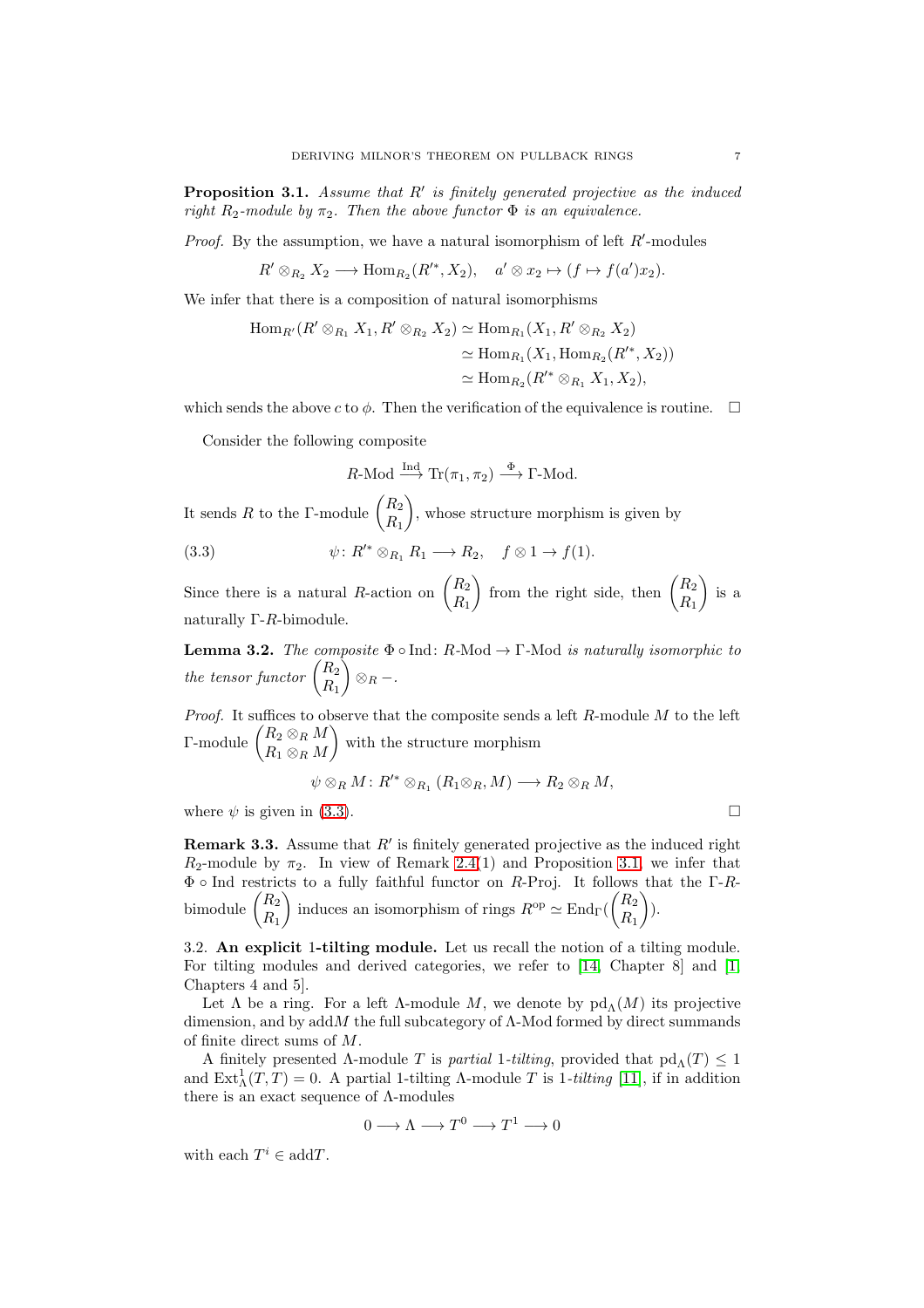**Proposition 3.1.** *Assume that $R'$ is finitely generated projective as the induced right $R_2$-module by $\pi_2$. Then the above functor $\Phi$ is an equivalence.*

*Proof.* By the assumption, we have a natural isomorphism of left $R'$-modules

$$R' \otimes_{R_2} X_2 \longrightarrow \mathrm{Hom}_{R_2}(R'^*, X_2), \quad a' \otimes x_2 \mapsto (f \mapsto f(a')x_2).$$

We infer that there is a composition of natural isomorphisms

$$\begin{aligned} \mathrm{Hom}_{R'}(R' \otimes_{R_1} X_1, R' \otimes_{R_2} X_2) &\simeq \mathrm{Hom}_{R_1}(X_1, R' \otimes_{R_2} X_2) \\ &\simeq \mathrm{Hom}_{R_1}(X_1, \mathrm{Hom}_{R_2}(R'^*, X_2)) \\ &\simeq \mathrm{Hom}_{R_2}(R'^* \otimes_{R_1} X_1, X_2), \end{aligned}$$

which sends the above $c$ to $\phi$. Then the verification of the equivalence is routine. $\square$

Consider the following composite

$$R\text{-Mod} \xrightarrow{\mathrm{Ind}} \mathrm{Tr}(\pi_1, \pi_2) \xrightarrow{\Phi} \Gamma\text{-Mod}.$$

It sends $R$ to the $\Gamma$-module $\begin{pmatrix} R_2 \\ R_1 \end{pmatrix}$, whose structure morphism is given by

$$\psi\colon R'^* \otimes_{R_1} R_1 \longrightarrow R_2, \quad f \otimes 1 \to f(1). \tag{3.3}$$

Since there is a natural $R$-action on $\begin{pmatrix} R_2 \\ R_1 \end{pmatrix}$ from the right side, then $\begin{pmatrix} R_2 \\ R_1 \end{pmatrix}$ is a naturally $\Gamma$-$R$-bimodule.

**Lemma 3.2.** *The composite $\Phi \circ \mathrm{Ind}\colon R\text{-Mod} \to \Gamma\text{-Mod}$ is naturally isomorphic to the tensor functor $\begin{pmatrix} R_2 \\ R_1 \end{pmatrix} \otimes_R -$.*

*Proof.* It suffices to observe that the composite sends a left $R$-module $M$ to the left $\Gamma$-module $\begin{pmatrix} R_2 \otimes_R M \\ R_1 \otimes_R M \end{pmatrix}$ with the structure morphism

$$\psi \otimes_R M\colon R'^* \otimes_{R_1} (R_1 \otimes_R M) \longrightarrow R_2 \otimes_R M,$$

where $\psi$ is given in (3.3). $\square$

**Remark 3.3.** Assume that $R'$ is finitely generated projective as the induced right $R_2$-module by $\pi_2$. In view of Remark 2.4(1) and Proposition 3.1, we infer that $\Phi \circ \mathrm{Ind}$ restricts to a fully faithful functor on $R$-Proj. It follows that the $\Gamma$-$R$-bimodule $\begin{pmatrix} R_2 \\ R_1 \end{pmatrix}$ induces an isomorphism of rings $R^{\mathrm{op}} \simeq \mathrm{End}_\Gamma(\begin{pmatrix} R_2 \\ R_1 \end{pmatrix})$.

### 3.2. An explicit 1-tilting module.

Let us recall the notion of a tilting module. For tilting modules and derived categories, we refer to [14, Chapter 8] and [1, Chapters 4 and 5].

Let $\Lambda$ be a ring. For a left $\Lambda$-module $M$, we denote by $\mathrm{pd}_\Lambda(M)$ its projective dimension, and by $\mathrm{add}M$ the full subcategory of $\Lambda$-Mod formed by direct summands of finite direct sums of $M$.

A finitely presented $\Lambda$-module $T$ is *partial* 1*-tilting*, provided that $\mathrm{pd}_\Lambda(T) \leq 1$ and $\mathrm{Ext}^1_\Lambda(T, T) = 0$. A partial 1-tilting $\Lambda$-module $T$ is 1*-tilting* [11], if in addition there is an exact sequence of $\Lambda$-modules

$$0 \longrightarrow \Lambda \longrightarrow T^0 \longrightarrow T^1 \longrightarrow 0$$

with each $T^i \in \mathrm{add}T$.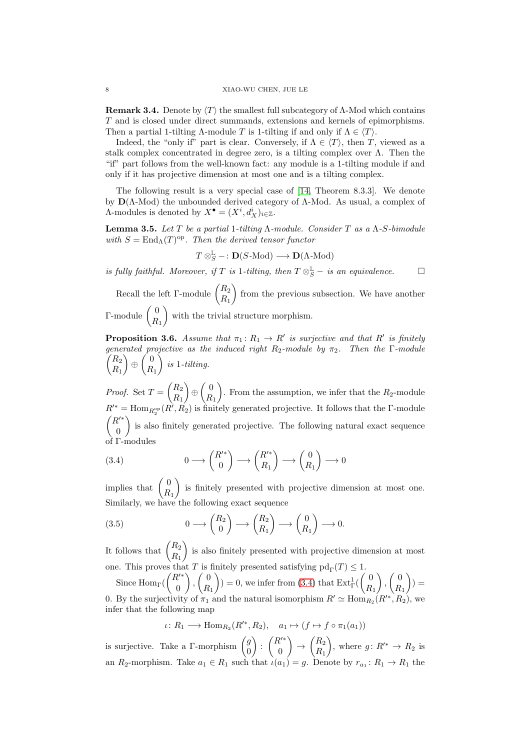**Remark 3.4.** Denote by $\langle T\rangle$ the smallest full subcategory of $\Lambda$-Mod which contains $T$ and is closed under direct summands, extensions and kernels of epimorphisms. Then a partial 1-tilting $\Lambda$-module $T$ is 1-tilting if and only if $\Lambda \in \langle T\rangle$.

Indeed, the "only if" part is clear. Conversely, if $\Lambda \in \langle T\rangle$, then $T$, viewed as a stalk complex concentrated in degree zero, is a tilting complex over $\Lambda$. Then the "if" part follows from the well-known fact: any module is a 1-tilting module if and only if it has projective dimension at most one and is a tilting complex.

The following result is a very special case of [14, Theorem 8.3.3]. We denote by $\mathbf{D}(\Lambda\text{-Mod})$ the unbounded derived category of $\Lambda$-Mod. As usual, a complex of $\Lambda$-modules is denoted by $X^\bullet = (X^i, d_X^i)_{i\in\mathbb{Z}}$.

**Lemma 3.5.** *Let $T$ be a partial 1-tilting $\Lambda$-module. Consider $T$ as a $\Lambda$-$S$-bimodule with $S = \mathrm{End}_\Lambda(T)^{\mathrm{op}}$. Then the derived tensor functor*

$$T \otimes_S^{\mathbb{L}} - \colon \mathbf{D}(S\text{-Mod}) \longrightarrow \mathbf{D}(\Lambda\text{-Mod})$$

*is fully faithful. Moreover, if $T$ is 1-tilting, then $T\otimes_S^{\mathbb{L}} -$ is an equivalence.* $\square$

Recall the left $\Gamma$-module $\begin{pmatrix} R_2 \\ R_1\end{pmatrix}$ from the previous subsection. We have another $\Gamma$-module $\begin{pmatrix} 0 \\ R_1\end{pmatrix}$ with the trivial structure morphism.

**Proposition 3.6.** *Assume that $\pi_1\colon R_1 \to R'$ is surjective and that $R'$ is finitely generated projective as the induced right $R_2$-module by $\pi_2$. Then the $\Gamma$-module $\begin{pmatrix} R_2 \\ R_1\end{pmatrix} \oplus \begin{pmatrix} 0 \\ R_1\end{pmatrix}$ is 1-tilting.*

*Proof.* Set $T = \begin{pmatrix} R_2 \\ R_1\end{pmatrix} \oplus \begin{pmatrix} 0 \\ R_1\end{pmatrix}$. From the assumption, we infer that the $R_2$-module $R'^* = \mathrm{Hom}_{R_2^{\mathrm{op}}}(R', R_2)$ is finitely generated projective. It follows that the $\Gamma$-module $\begin{pmatrix} R'^* \\ 0\end{pmatrix}$ is also finitely generated projective. The following natural exact sequence of $\Gamma$-modules

$$0 \longrightarrow \begin{pmatrix} R'^* \\ 0\end{pmatrix} \longrightarrow \begin{pmatrix} R'^* \\ R_1\end{pmatrix} \longrightarrow \begin{pmatrix} 0 \\ R_1\end{pmatrix} \longrightarrow 0 \tag{3.4}$$

implies that $\begin{pmatrix} 0 \\ R_1\end{pmatrix}$ is finitely presented with projective dimension at most one. Similarly, we have the following exact sequence

$$0 \longrightarrow \begin{pmatrix} R_2 \\ 0\end{pmatrix} \longrightarrow \begin{pmatrix} R_2 \\ R_1\end{pmatrix} \longrightarrow \begin{pmatrix} 0 \\ R_1\end{pmatrix} \longrightarrow 0. \tag{3.5}$$

It follows that $\begin{pmatrix} R_2 \\ R_1\end{pmatrix}$ is also finitely presented with projective dimension at most one. This proves that $T$ is finitely presented satisfying $\mathrm{pd}_\Gamma(T) \leq 1$.

Since $\mathrm{Hom}_\Gamma(\begin{pmatrix} R'^* \\ 0\end{pmatrix}, \begin{pmatrix} 0 \\ R_1\end{pmatrix}) = 0$, we infer from (3.4) that $\mathrm{Ext}^1_\Gamma(\begin{pmatrix} 0 \\ R_1\end{pmatrix}, \begin{pmatrix} 0 \\ R_1\end{pmatrix}) = 0$. By the surjectivity of $\pi_1$ and the natural isomorphism $R' \simeq \mathrm{Hom}_{R_2}(R'^*, R_2)$, we infer that the following map

$$\iota\colon R_1 \longrightarrow \mathrm{Hom}_{R_2}(R'^*, R_2), \quad a_1 \mapsto (f \mapsto f \circ \pi_1(a_1))$$

is surjective. Take a $\Gamma$-morphism $\begin{pmatrix} g \\ 0\end{pmatrix}\colon \begin{pmatrix} R'^* \\ 0\end{pmatrix} \to \begin{pmatrix} R_2 \\ R_1\end{pmatrix}$, where $g\colon R'^* \to R_2$ is an $R_2$-morphism. Take $a_1 \in R_1$ such that $\iota(a_1) = g$. Denote by $r_{a_1}\colon R_1 \to R_1$ the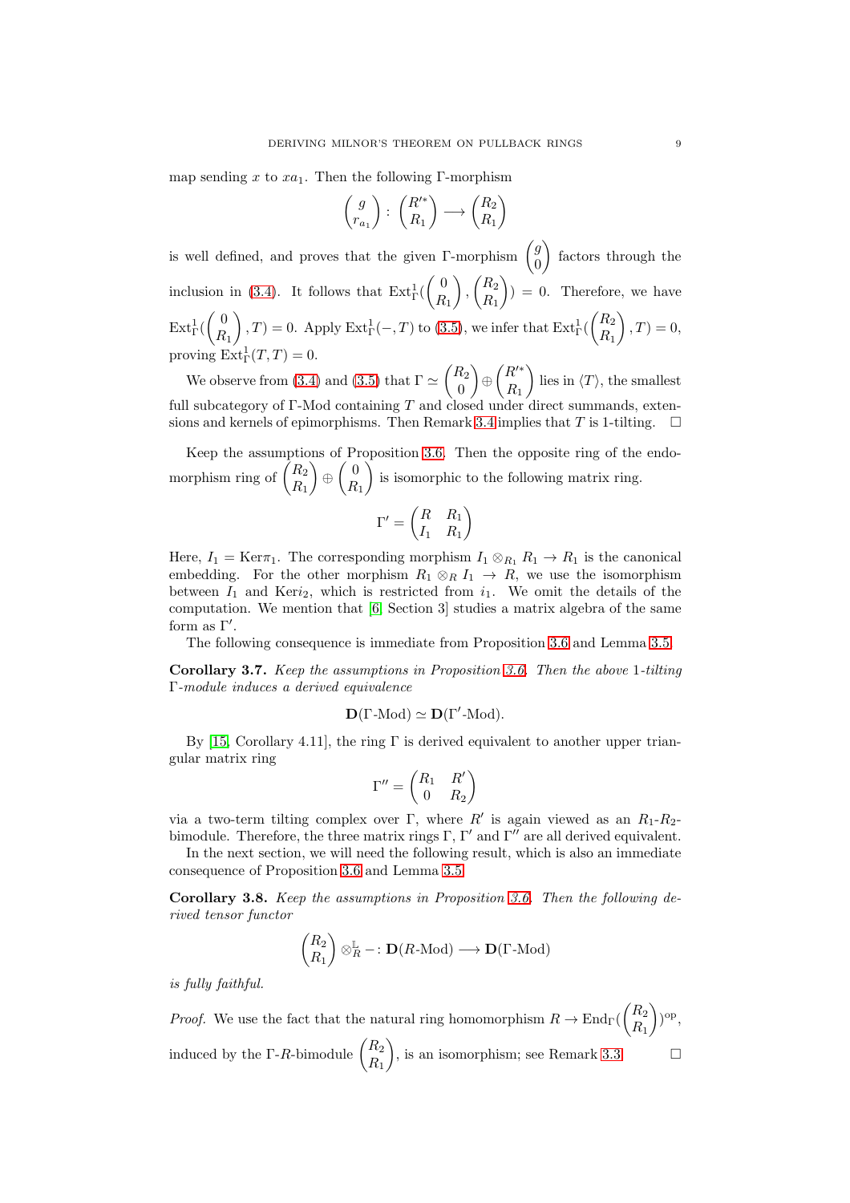map sending $x$ to $xa_1$. Then the following $\Gamma$-morphism

$$\begin{pmatrix} g \\ r_{a_1} \end{pmatrix} : \begin{pmatrix} R'^* \\ R_1 \end{pmatrix} \longrightarrow \begin{pmatrix} R_2 \\ R_1 \end{pmatrix}$$

is well defined, and proves that the given $\Gamma$-morphism $\begin{pmatrix} g \\ 0 \end{pmatrix}$ factors through the inclusion in (3.4). It follows that $\mathrm{Ext}^1_\Gamma(\begin{pmatrix} 0 \\ R_1 \end{pmatrix}, \begin{pmatrix} R_2 \\ R_1 \end{pmatrix}) = 0$. Therefore, we have $\mathrm{Ext}^1_\Gamma(\begin{pmatrix} 0 \\ R_1 \end{pmatrix}, T) = 0$. Apply $\mathrm{Ext}^1_\Gamma(-, T)$ to (3.5), we infer that $\mathrm{Ext}^1_\Gamma(\begin{pmatrix} R_2 \\ R_1 \end{pmatrix}, T) = 0$, proving $\mathrm{Ext}^1_\Gamma(T, T) = 0$.

We observe from (3.4) and (3.5) that $\Gamma \simeq \begin{pmatrix} R_2 \\ 0 \end{pmatrix} \oplus \begin{pmatrix} R'^* \\ R_1 \end{pmatrix}$ lies in $\langle T \rangle$, the smallest full subcategory of $\Gamma$-Mod containing $T$ and closed under direct summands, extensions and kernels of epimorphisms. Then Remark 3.4 implies that $T$ is 1-tilting. $\square$

Keep the assumptions of Proposition 3.6. Then the opposite ring of the endomorphism ring of $\begin{pmatrix} R_2 \\ R_1 \end{pmatrix} \oplus \begin{pmatrix} 0 \\ R_1 \end{pmatrix}$ is isomorphic to the following matrix ring.

$$\Gamma' = \begin{pmatrix} R & R_1 \\ I_1 & R_1 \end{pmatrix}$$

Here, $I_1 = \mathrm{Ker}\pi_1$. The corresponding morphism $I_1 \otimes_{R_1} R_1 \to R_1$ is the canonical embedding. For the other morphism $R_1 \otimes_R I_1 \to R$, we use the isomorphism between $I_1$ and $\mathrm{Ker}i_2$, which is restricted from $i_1$. We omit the details of the computation. We mention that [6, Section 3] studies a matrix algebra of the same form as $\Gamma'$.

The following consequence is immediate from Proposition 3.6 and Lemma 3.5.

**Corollary 3.7.** *Keep the assumptions in Proposition 3.6. Then the above 1-tilting $\Gamma$-module induces a derived equivalence*

$$\mathbf{D}(\Gamma\text{-Mod}) \simeq \mathbf{D}(\Gamma'\text{-Mod}).$$

By [15, Corollary 4.11], the ring $\Gamma$ is derived equivalent to another upper triangular matrix ring

$$\Gamma'' = \begin{pmatrix} R_1 & R' \\ 0 & R_2 \end{pmatrix}$$

via a two-term tilting complex over $\Gamma$, where $R'$ is again viewed as an $R_1$-$R_2$-bimodule. Therefore, the three matrix rings $\Gamma$, $\Gamma'$ and $\Gamma''$ are all derived equivalent.

In the next section, we will need the following result, which is also an immediate consequence of Proposition 3.6 and Lemma 3.5.

**Corollary 3.8.** *Keep the assumptions in Proposition 3.6. Then the following derived tensor functor*

$$\begin{pmatrix} R_2 \\ R_1 \end{pmatrix} \otimes^{\mathbb{L}}_R - : \mathbf{D}(R\text{-Mod}) \longrightarrow \mathbf{D}(\Gamma\text{-Mod})$$

*is fully faithful.*

*Proof.* We use the fact that the natural ring homomorphism $R \to \mathrm{End}_\Gamma(\begin{pmatrix} R_2 \\ R_1 \end{pmatrix})^{\mathrm{op}}$, induced by the $\Gamma$-$R$-bimodule $\begin{pmatrix} R_2 \\ R_1 \end{pmatrix}$, is an isomorphism; see Remark 3.3. $\square$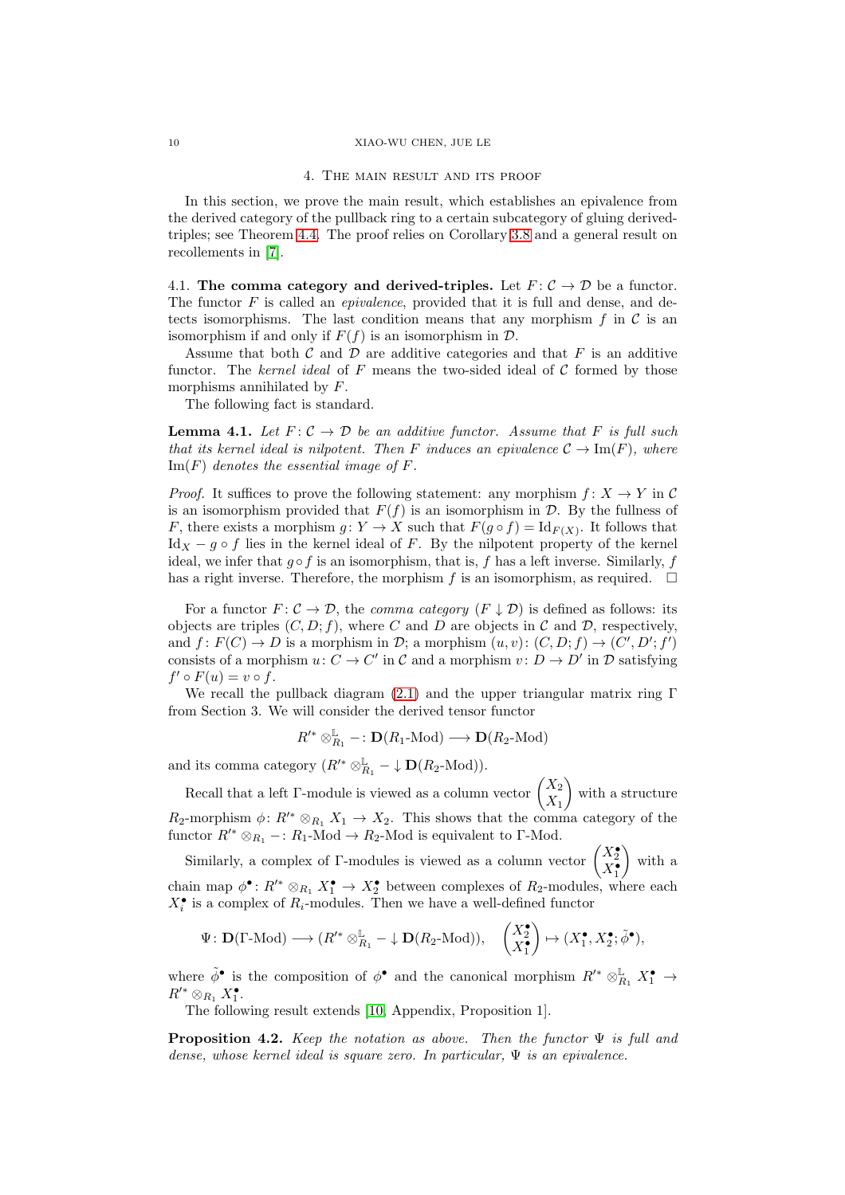## 4. The main result and its proof

In this section, we prove the main result, which establishes an epivalence from the derived category of the pullback ring to a certain subcategory of gluing derived-triples; see Theorem 4.4. The proof relies on Corollary 3.8 and a general result on recollements in [7].

**4.1. The comma category and derived-triples.** Let $F\colon \mathcal{C} \to \mathcal{D}$ be a functor. The functor $F$ is called an *epivalence*, provided that it is full and dense, and detects isomorphisms. The last condition means that any morphism $f$ in $\mathcal{C}$ is an isomorphism if and only if $F(f)$ is an isomorphism in $\mathcal{D}$.

Assume that both $\mathcal{C}$ and $\mathcal{D}$ are additive categories and that $F$ is an additive functor. The *kernel ideal* of $F$ means the two-sided ideal of $\mathcal{C}$ formed by those morphisms annihilated by $F$.

The following fact is standard.

**Lemma 4.1.** *Let $F\colon \mathcal{C} \to \mathcal{D}$ be an additive functor. Assume that $F$ is full such that its kernel ideal is nilpotent. Then $F$ induces an epivalence $\mathcal{C} \to \mathrm{Im}(F)$, where $\mathrm{Im}(F)$ denotes the essential image of $F$.*

*Proof.* It suffices to prove the following statement: any morphism $f\colon X \to Y$ in $\mathcal{C}$ is an isomorphism provided that $F(f)$ is an isomorphism in $\mathcal{D}$. By the fullness of $F$, there exists a morphism $g\colon Y \to X$ such that $F(g \circ f) = \mathrm{Id}_{F(X)}$. It follows that $\mathrm{Id}_X - g \circ f$ lies in the kernel ideal of $F$. By the nilpotent property of the kernel ideal, we infer that $g \circ f$ is an isomorphism, that is, $f$ has a left inverse. Similarly, $f$ has a right inverse. Therefore, the morphism $f$ is an isomorphism, as required. $\square$

For a functor $F\colon \mathcal{C} \to \mathcal{D}$, the *comma category* $(F \downarrow \mathcal{D})$ is defined as follows: its objects are triples $(C, D; f)$, where $C$ and $D$ are objects in $\mathcal{C}$ and $\mathcal{D}$, respectively, and $f\colon F(C) \to D$ is a morphism in $\mathcal{D}$; a morphism $(u, v)\colon (C, D; f) \to (C', D'; f')$ consists of a morphism $u\colon C \to C'$ in $\mathcal{C}$ and a morphism $v\colon D \to D'$ in $\mathcal{D}$ satisfying $f' \circ F(u) = v \circ f$.

We recall the pullback diagram (2.1) and the upper triangular matrix ring $\Gamma$ from Section 3. We will consider the derived tensor functor

$$R'^{*} \otimes^{\mathbb{L}}_{R_1} - \colon \mathbf{D}(R_1\text{-Mod}) \longrightarrow \mathbf{D}(R_2\text{-Mod})$$

and its comma category $(R'^{*} \otimes^{\mathbb{L}}_{R_1} - \downarrow \mathbf{D}(R_2\text{-Mod}))$.

Recall that a left $\Gamma$-module is viewed as a column vector $\begin{pmatrix} X_2 \\ X_1 \end{pmatrix}$ with a structure $R_2$-morphism $\phi\colon R'^{*} \otimes_{R_1} X_1 \to X_2$. This shows that the comma category of the functor $R'^{*} \otimes_{R_1} - \colon R_1\text{-Mod} \to R_2\text{-Mod}$ is equivalent to $\Gamma$-Mod.

Similarly, a complex of $\Gamma$-modules is viewed as a column vector $\begin{pmatrix} X_2^\bullet \\ X_1^\bullet \end{pmatrix}$ with a chain map $\phi^\bullet\colon R'^{*} \otimes_{R_1} X_1^\bullet \to X_2^\bullet$ between complexes of $R_2$-modules, where each $X_i^\bullet$ is a complex of $R_i$-modules. Then we have a well-defined functor

$$\Psi\colon \mathbf{D}(\Gamma\text{-Mod}) \longrightarrow (R'^{*} \otimes^{\mathbb{L}}_{R_1} - \downarrow \mathbf{D}(R_2\text{-Mod})), \quad \begin{pmatrix} X_2^\bullet \\ X_1^\bullet \end{pmatrix} \mapsto (X_1^\bullet, X_2^\bullet; \tilde{\phi}^\bullet),$$

where $\tilde{\phi}^\bullet$ is the composition of $\phi^\bullet$ and the canonical morphism $R'^{*} \otimes^{\mathbb{L}}_{R_1} X_1^\bullet \to R'^{*} \otimes_{R_1} X_1^\bullet$.

The following result extends [10, Appendix, Proposition 1].

**Proposition 4.2.** *Keep the notation as above. Then the functor $\Psi$ is full and dense, whose kernel ideal is square zero. In particular, $\Psi$ is an epivalence.*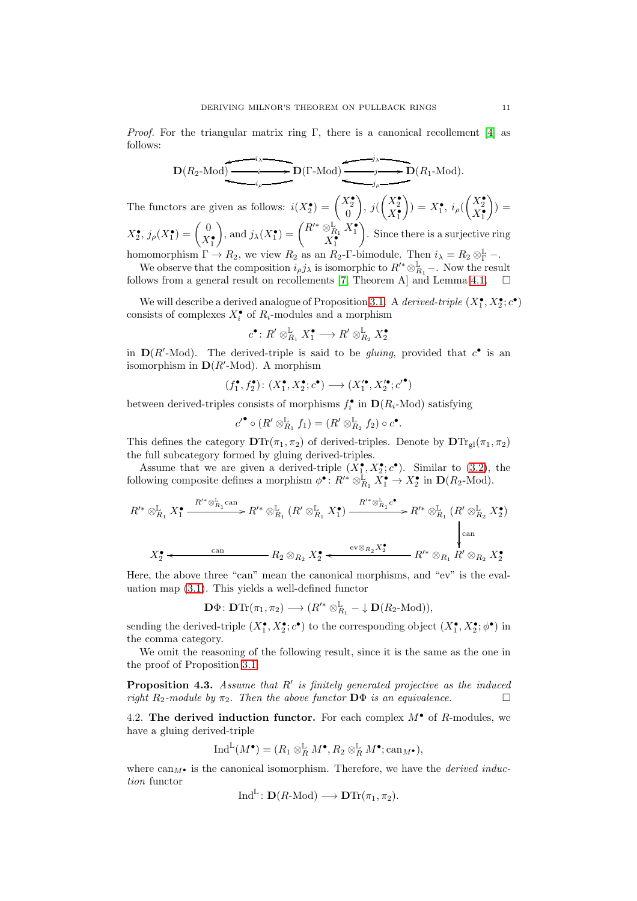*Proof.* For the triangular matrix ring $\Gamma$, there is a canonical recollement [4] as follows:

$$\mathbf{D}(R_2\text{-Mod}) \underset{i_\rho}{\overset{i_\lambda}{\leftleftarrows}} \!\!\xrightarrow{\;i\;}\! \mathbf{D}(\Gamma\text{-Mod}) \underset{j_\rho}{\overset{j_\lambda}{\leftleftarrows}} \!\!\xrightarrow{\;j\;}\! \mathbf{D}(R_1\text{-Mod}).$$

The functors are given as follows: $i(X_2^\bullet) = \begin{pmatrix} X_2^\bullet \\ 0 \end{pmatrix}$, $j(\begin{pmatrix} X_2^\bullet \\ X_1^\bullet \end{pmatrix}) = X_1^\bullet$, $i_\rho(\begin{pmatrix} X_2^\bullet \\ X_1^\bullet \end{pmatrix}) = X_2^\bullet$, $j_\rho(X_1^\bullet) = \begin{pmatrix} 0 \\ X_1^\bullet \end{pmatrix}$, and $j_\lambda(X_1^\bullet) = \begin{pmatrix} R'^* \otimes^{\mathbb{L}}_{R_1} X_1^\bullet \\ X_1^\bullet \end{pmatrix}$. Since there is a surjective ring homomorphism $\Gamma \to R_2$, we view $R_2$ as an $R_2$-$\Gamma$-bimodule. Then $i_\lambda = R_2 \otimes^{\mathbb{L}}_\Gamma -$.

We observe that the composition $i_\rho j_\lambda$ is isomorphic to $R'^* \otimes^{\mathbb{L}}_{R_1} -$. Now the result follows from a general result on recollements [7, Theorem A] and Lemma 4.1. $\square$

We will describe a derived analogue of Proposition 3.1. A *derived-triple* $(X_1^\bullet, X_2^\bullet; c^\bullet)$ consists of complexes $X_i^\bullet$ of $R_i$-modules and a morphism

$$c^\bullet \colon R' \otimes^{\mathbb{L}}_{R_1} X_1^\bullet \longrightarrow R' \otimes^{\mathbb{L}}_{R_2} X_2^\bullet$$

in $\mathbf{D}(R'\text{-Mod})$. The derived-triple is said to be *gluing*, provided that $c^\bullet$ is an isomorphism in $\mathbf{D}(R'\text{-Mod})$. A morphism

$$(f_1^\bullet, f_2^\bullet) \colon (X_1^\bullet, X_2^\bullet; c^\bullet) \longrightarrow (X_1'^\bullet, X_2'^\bullet; c'^\bullet)$$

between derived-triples consists of morphisms $f_i^\bullet$ in $\mathbf{D}(R_i\text{-Mod})$ satisfying

$$c'^\bullet \circ (R' \otimes^{\mathbb{L}}_{R_1} f_1) = (R' \otimes^{\mathbb{L}}_{R_2} f_2) \circ c^\bullet.$$

This defines the category $\mathbf{D}\mathrm{Tr}(\pi_1, \pi_2)$ of derived-triples. Denote by $\mathbf{D}\mathrm{Tr}_{\mathrm{gl}}(\pi_1, \pi_2)$ the full subcategory formed by gluing derived-triples.

Assume that we are given a derived-triple $(X_1^\bullet, X_2^\bullet; c^\bullet)$. Similar to (3.2), the following composite defines a morphism $\phi^\bullet \colon R'^* \otimes^{\mathbb{L}}_{R_1} X_1^\bullet \to X_2^\bullet$ in $\mathbf{D}(R_2\text{-Mod})$.

$$\begin{array}{ccccc}
R'^* \otimes^{\mathbb{L}}_{R_1} X_1^\bullet & \xrightarrow{R'^* \otimes^{\mathbb{L}}_{R_1} \mathrm{can}} & R'^* \otimes^{\mathbb{L}}_{R_1} (R' \otimes^{\mathbb{L}}_{R_1} X_1^\bullet) & \xrightarrow{R'^* \otimes^{\mathbb{L}}_{R_1} c^\bullet} & R'^* \otimes^{\mathbb{L}}_{R_1} (R' \otimes^{\mathbb{L}}_{R_2} X_2^\bullet) \\
 & & & & \downarrow \mathrm{can} \\
X_2^\bullet & \xleftarrow{\mathrm{can}} & R_2 \otimes_{R_2} X_2^\bullet & \xleftarrow{\mathrm{ev} \otimes_{R_2} X_2^\bullet} & R'^* \otimes_{R_1} R' \otimes_{R_2} X_2^\bullet
\end{array}$$

Here, the above three "can" mean the canonical morphisms, and "ev" is the evaluation map (3.1). This yields a well-defined functor

$$\mathbf{D}\Phi \colon \mathbf{D}\mathrm{Tr}(\pi_1, \pi_2) \longrightarrow (R'^* \otimes^{\mathbb{L}}_{R_1} - \downarrow \mathbf{D}(R_2\text{-Mod})),$$

sending the derived-triple $(X_1^\bullet, X_2^\bullet; c^\bullet)$ to the corresponding object $(X_1^\bullet, X_2^\bullet; \phi^\bullet)$ in the comma category.

We omit the reasoning of the following result, since it is the same as the one in the proof of Proposition 3.1.

**Proposition 4.3.** *Assume that $R'$ is finitely generated projective as the induced right $R_2$-module by $\pi_2$. Then the above functor $\mathbf{D}\Phi$ is an equivalence.* $\square$

4.2. **The derived induction functor.** For each complex $M^\bullet$ of $R$-modules, we have a gluing derived-triple

$$\mathrm{Ind}^{\mathbb{L}}(M^\bullet) = (R_1 \otimes^{\mathbb{L}}_R M^\bullet, R_2 \otimes^{\mathbb{L}}_R M^\bullet; \mathrm{can}_{M^\bullet}),$$

where $\mathrm{can}_{M^\bullet}$ is the canonical isomorphism. Therefore, we have the *derived induction* functor

$$\mathrm{Ind}^{\mathbb{L}} \colon \mathbf{D}(R\text{-Mod}) \longrightarrow \mathbf{D}\mathrm{Tr}(\pi_1, \pi_2).$$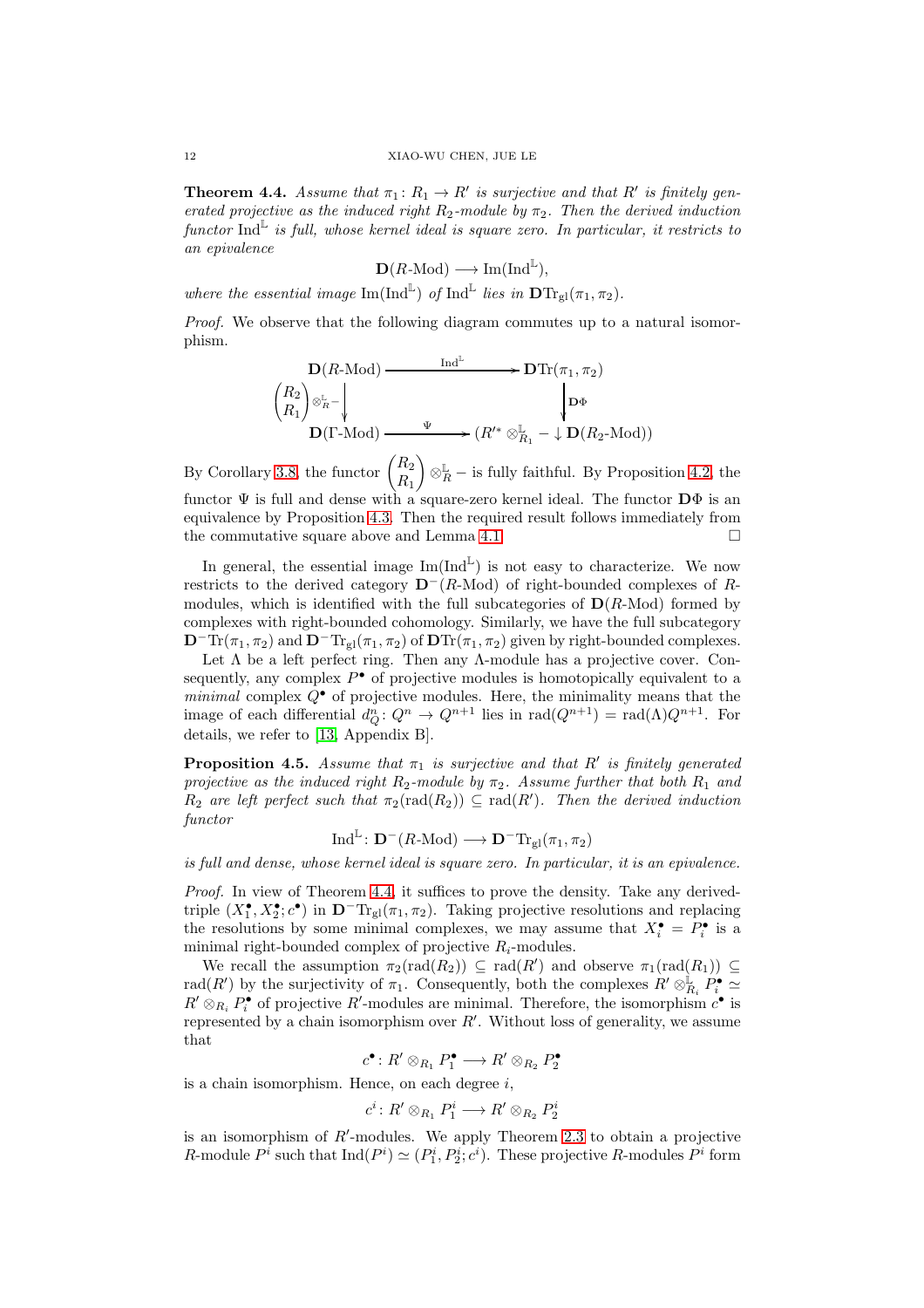**Theorem 4.4.** *Assume that $\pi_1 \colon R_1 \to R'$ is surjective and that $R'$ is finitely generated projective as the induced right $R_2$-module by $\pi_2$. Then the derived induction functor $\mathrm{Ind}^{\mathbb{L}}$ is full, whose kernel ideal is square zero. In particular, it restricts to an epivalence*

$$\mathbf{D}(R\text{-Mod}) \longrightarrow \mathrm{Im}(\mathrm{Ind}^{\mathbb{L}}),$$

*where the essential image $\mathrm{Im}(\mathrm{Ind}^{\mathbb{L}})$ of $\mathrm{Ind}^{\mathbb{L}}$ lies in $\mathbf{D}\mathrm{Tr}_{\mathrm{gl}}(\pi_1, \pi_2)$.*

*Proof.* We observe that the following diagram commutes up to a natural isomorphism.

$$\begin{array}{ccc}
\mathbf{D}(R\text{-Mod}) & \xrightarrow{\ \mathrm{Ind}^{\mathbb{L}}\ } & \mathbf{D}\mathrm{Tr}(\pi_1, \pi_2) \\
{\scriptstyle \begin{pmatrix} R_2 \\ R_1 \end{pmatrix} \otimes^{\mathbb{L}}_R -}\downarrow & & \downarrow{\scriptstyle \mathbf{D}\Phi} \\
\mathbf{D}(\Gamma\text{-Mod}) & \xrightarrow{\ \Psi\ } & (R'^{*} \otimes^{\mathbb{L}}_{R_1} - \downarrow \mathbf{D}(R_2\text{-Mod}))
\end{array}$$

By Corollary 3.8, the functor $\begin{pmatrix} R_2 \\ R_1 \end{pmatrix} \otimes^{\mathbb{L}}_R -$ is fully faithful. By Proposition 4.2, the functor $\Psi$ is full and dense with a square-zero kernel ideal. The functor $\mathbf{D}\Phi$ is an equivalence by Proposition 4.3. Then the required result follows immediately from the commutative square above and Lemma 4.1. $\square$

In general, the essential image $\mathrm{Im}(\mathrm{Ind}^{\mathbb{L}})$ is not easy to characterize. We now restricts to the derived category $\mathbf{D}^-(R\text{-Mod})$ of right-bounded complexes of $R$-modules, which is identified with the full subcategories of $\mathbf{D}(R\text{-Mod})$ formed by complexes with right-bounded cohomology. Similarly, we have the full subcategory $\mathbf{D}^-\mathrm{Tr}(\pi_1, \pi_2)$ and $\mathbf{D}^-\mathrm{Tr}_{\mathrm{gl}}(\pi_1, \pi_2)$ of $\mathbf{D}\mathrm{Tr}(\pi_1, \pi_2)$ given by right-bounded complexes.

Let $\Lambda$ be a left perfect ring. Then any $\Lambda$-module has a projective cover. Consequently, any complex $P^\bullet$ of projective modules is homotopically equivalent to a *minimal* complex $Q^\bullet$ of projective modules. Here, the minimality means that the image of each differential $d^n_Q \colon Q^n \to Q^{n+1}$ lies in $\mathrm{rad}(Q^{n+1}) = \mathrm{rad}(\Lambda)Q^{n+1}$. For details, we refer to [13, Appendix B].

**Proposition 4.5.** *Assume that $\pi_1$ is surjective and that $R'$ is finitely generated projective as the induced right $R_2$-module by $\pi_2$. Assume further that both $R_1$ and $R_2$ are left perfect such that $\pi_2(\mathrm{rad}(R_2)) \subseteq \mathrm{rad}(R')$. Then the derived induction functor*

$$\mathrm{Ind}^{\mathbb{L}} \colon \mathbf{D}^-(R\text{-Mod}) \longrightarrow \mathbf{D}^-\mathrm{Tr}_{\mathrm{gl}}(\pi_1, \pi_2)$$

*is full and dense, whose kernel ideal is square zero. In particular, it is an epivalence.*

*Proof.* In view of Theorem 4.4, it suffices to prove the density. Take any derived-triple $(X_1^\bullet, X_2^\bullet; c^\bullet)$ in $\mathbf{D}^-\mathrm{Tr}_{\mathrm{gl}}(\pi_1, \pi_2)$. Taking projective resolutions and replacing the resolutions by some minimal complexes, we may assume that $X_i^\bullet = P_i^\bullet$ is a minimal right-bounded complex of projective $R_i$-modules.

We recall the assumption $\pi_2(\mathrm{rad}(R_2)) \subseteq \mathrm{rad}(R')$ and observe $\pi_1(\mathrm{rad}(R_1)) \subseteq \mathrm{rad}(R')$ by the surjectivity of $\pi_1$. Consequently, both the complexes $R' \otimes^{\mathbb{L}}_{R_i} P_i^\bullet \simeq R' \otimes_{R_i} P_i^\bullet$ of projective $R'$-modules are minimal. Therefore, the isomorphism $c^\bullet$ is represented by a chain isomorphism over $R'$. Without loss of generality, we assume that

$$c^\bullet \colon R' \otimes_{R_1} P_1^\bullet \longrightarrow R' \otimes_{R_2} P_2^\bullet$$

is a chain isomorphism. Hence, on each degree $i$,

$$c^i \colon R' \otimes_{R_1} P_1^i \longrightarrow R' \otimes_{R_2} P_2^i$$

is an isomorphism of $R'$-modules. We apply Theorem 2.3 to obtain a projective $R$-module $P^i$ such that $\mathrm{Ind}(P^i) \simeq (P_1^i, P_2^i; c^i)$. These projective $R$-modules $P^i$ form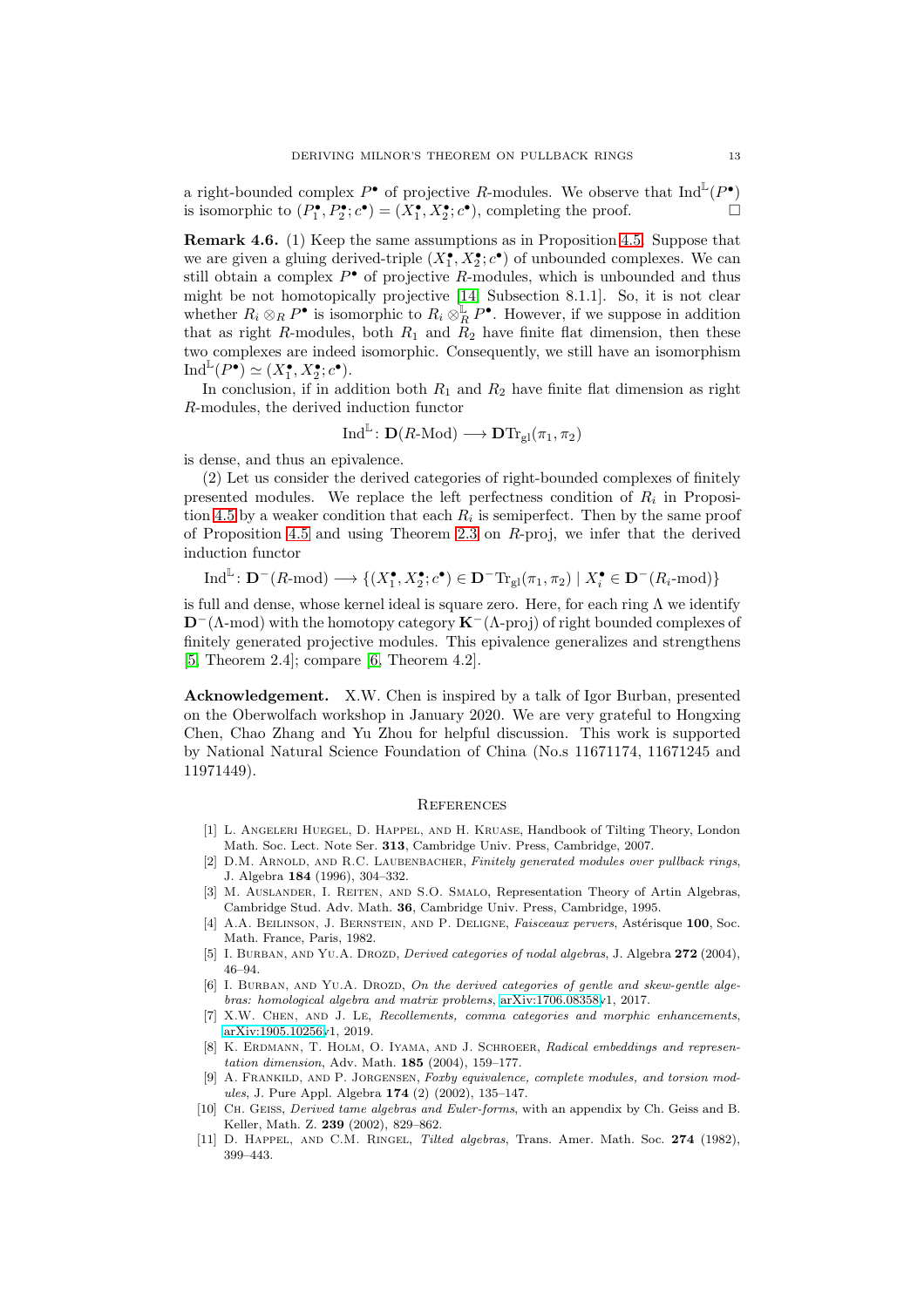a right-bounded complex $P^\bullet$ of projective $R$-modules. We observe that $\mathrm{Ind}^{\mathbb{L}}(P^\bullet)$ is isomorphic to $(P_1^\bullet, P_2^\bullet; c^\bullet) = (X_1^\bullet, X_2^\bullet; c^\bullet)$, completing the proof. □

**Remark 4.6.** (1) Keep the same assumptions as in Proposition 4.5. Suppose that we are given a gluing derived-triple $(X_1^\bullet, X_2^\bullet; c^\bullet)$ of unbounded complexes. We can still obtain a complex $P^\bullet$ of projective $R$-modules, which is unbounded and thus might be not homotopically projective [14, Subsection 8.1.1]. So, it is not clear whether $R_i \otimes_R P^\bullet$ is isomorphic to $R_i \otimes_R^{\mathbb{L}} P^\bullet$. However, if we suppose in addition that as right $R$-modules, both $R_1$ and $R_2$ have finite flat dimension, then these two complexes are indeed isomorphic. Consequently, we still have an isomorphism $\mathrm{Ind}^{\mathbb{L}}(P^\bullet) \simeq (X_1^\bullet, X_2^\bullet; c^\bullet)$.

In conclusion, if in addition both $R_1$ and $R_2$ have finite flat dimension as right $R$-modules, the derived induction functor

$$\mathrm{Ind}^{\mathbb{L}} \colon \mathbf{D}(R\text{-Mod}) \longrightarrow \mathbf{D}\mathrm{Tr}_{\mathrm{gl}}(\pi_1, \pi_2)$$

is dense, and thus an epivalence.

(2) Let us consider the derived categories of right-bounded complexes of finitely presented modules. We replace the left perfectness condition of $R_i$ in Proposition 4.5 by a weaker condition that each $R_i$ is semiperfect. Then by the same proof of Proposition 4.5 and using Theorem 2.3 on $R$-proj, we infer that the derived induction functor

$$\mathrm{Ind}^{\mathbb{L}} \colon \mathbf{D}^-(R\text{-mod}) \longrightarrow \{(X_1^\bullet, X_2^\bullet; c^\bullet) \in \mathbf{D}^-\mathrm{Tr}_{\mathrm{gl}}(\pi_1, \pi_2) \mid X_i^\bullet \in \mathbf{D}^-(R_i\text{-mod})\}$$

is full and dense, whose kernel ideal is square zero. Here, for each ring $\Lambda$ we identify $\mathbf{D}^-(\Lambda\text{-mod})$ with the homotopy category $\mathbf{K}^-(\Lambda\text{-proj})$ of right bounded complexes of finitely generated projective modules. This epivalence generalizes and strengthens [5, Theorem 2.4]; compare [6, Theorem 4.2].

**Acknowledgement.** X.W. Chen is inspired by a talk of Igor Burban, presented on the Oberwolfach workshop in January 2020. We are very grateful to Hongxing Chen, Chao Zhang and Yu Zhou for helpful discussion. This work is supported by National Natural Science Foundation of China (No.s 11671174, 11671245 and 11971449).

## References

[1] L. Angeleri Huegel, D. Happel, and H. Kruase, Handbook of Tilting Theory, London Math. Soc. Lect. Note Ser. **313**, Cambridge Univ. Press, Cambridge, 2007.

[2] D.M. Arnold, and R.C. Laubenbacher, *Finitely generated modules over pullback rings*, J. Algebra **184** (1996), 304–332.

[3] M. Auslander, I. Reiten, and S.O. Smalo, Representation Theory of Artin Algebras, Cambridge Stud. Adv. Math. **36**, Cambridge Univ. Press, Cambridge, 1995.

[4] A.A. Beilinson, J. Bernstein, and P. Deligne, *Faisceaux pervers*, Astérisque **100**, Soc. Math. France, Paris, 1982.

[5] I. Burban, and Yu.A. Drozd, *Derived categories of nodal algebras*, J. Algebra **272** (2004), 46–94.

[6] I. Burban, and Yu.A. Drozd, *On the derived categories of gentle and skew-gentle algebras: homological algebra and matrix problems*, arXiv:1706.08358v1, 2017.

[7] X.W. Chen, and J. Le, *Recollements, comma categories and morphic enhancements*, arXiv:1905.10256v1, 2019.

[8] K. Erdmann, T. Holm, O. Iyama, and J. Schroeer, *Radical embeddings and representation dimension*, Adv. Math. **185** (2004), 159–177.

[9] A. Frankild, and P. Jorgensen, *Foxby equivalence, complete modules, and torsion modules*, J. Pure Appl. Algebra **174** (2) (2002), 135–147.

[10] Ch. Geiss, *Derived tame algebras and Euler-forms*, with an appendix by Ch. Geiss and B. Keller, Math. Z. **239** (2002), 829–862.

[11] D. Happel, and C.M. Ringel, *Tilted algebras*, Trans. Amer. Math. Soc. **274** (1982), 399–443.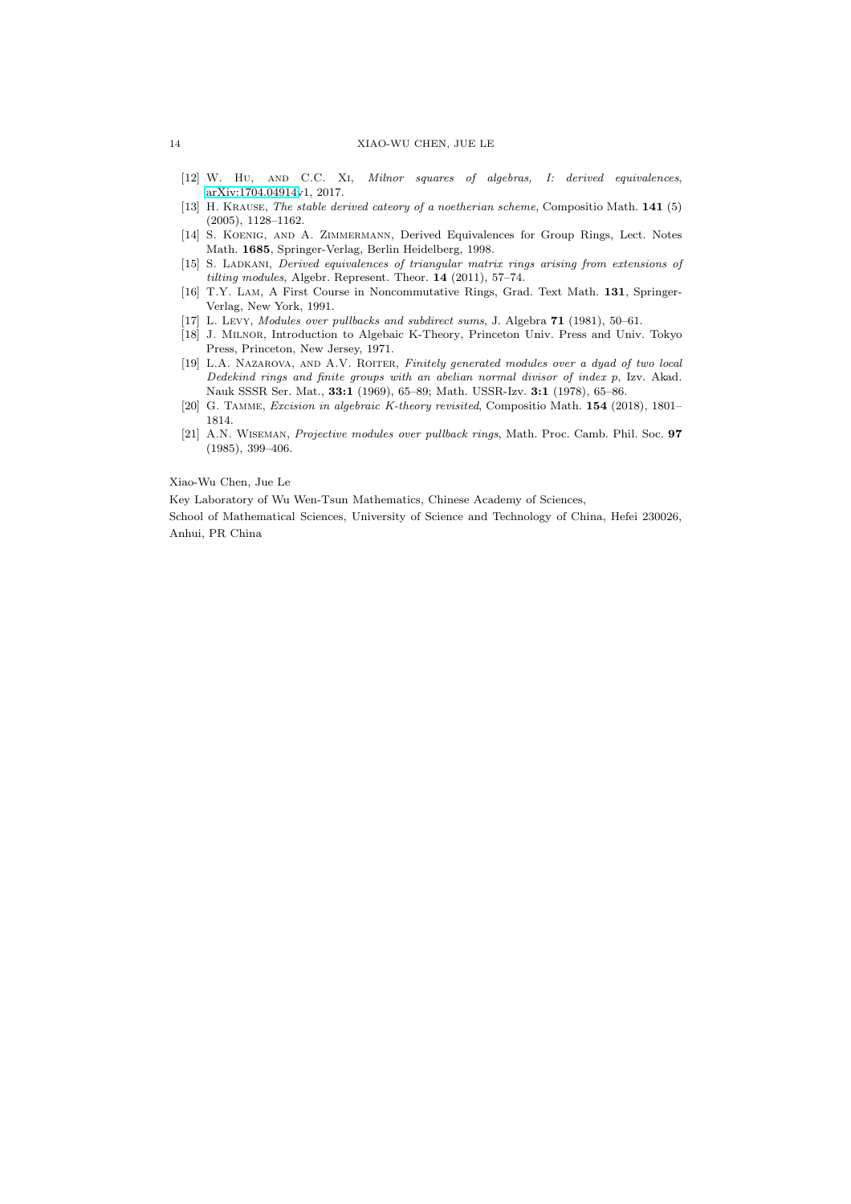[12] W. Hu, and C.C. Xi, *Milnor squares of algebras, I: derived equivalences*, arXiv:1704.04914v1, 2017.

[13] H. Krause, *The stable derived cateory of a noetherian scheme*, Compositio Math. **141** (5) (2005), 1128–1162.

[14] S. Koenig, and A. Zimmermann, Derived Equivalences for Group Rings, Lect. Notes Math. **1685**, Springer-Verlag, Berlin Heidelberg, 1998.

[15] S. Ladkani, *Derived equivalences of triangular matrix rings arising from extensions of tilting modules*, Algebr. Represent. Theor. **14** (2011), 57–74.

[16] T.Y. Lam, A First Course in Noncommutative Rings, Grad. Text Math. **131**, Springer-Verlag, New York, 1991.

[17] L. Levy, *Modules over pullbacks and subdirect sums*, J. Algebra **71** (1981), 50–61.

[18] J. Milnor, Introduction to Algebaic K-Theory, Princeton Univ. Press and Univ. Tokyo Press, Princeton, New Jersey, 1971.

[19] L.A. Nazarova, and A.V. Roiter, *Finitely generated modules over a dyad of two local Dedekind rings and finite groups with an abelian normal divisor of index p*, Izv. Akad. Nauk SSSR Ser. Mat., **33:1** (1969), 65–89; Math. USSR-Izv. **3:1** (1978), 65–86.

[20] G. Tamme, *Excision in algebraic K-theory revisited*, Compositio Math. **154** (2018), 1801–1814.

[21] A.N. Wiseman, *Projective modules over pullback rings*, Math. Proc. Camb. Phil. Soc. **97** (1985), 399–406.

Xiao-Wu Chen, Jue Le

Key Laboratory of Wu Wen-Tsun Mathematics, Chinese Academy of Sciences,

School of Mathematical Sciences, University of Science and Technology of China, Hefei 230026, Anhui, PR China